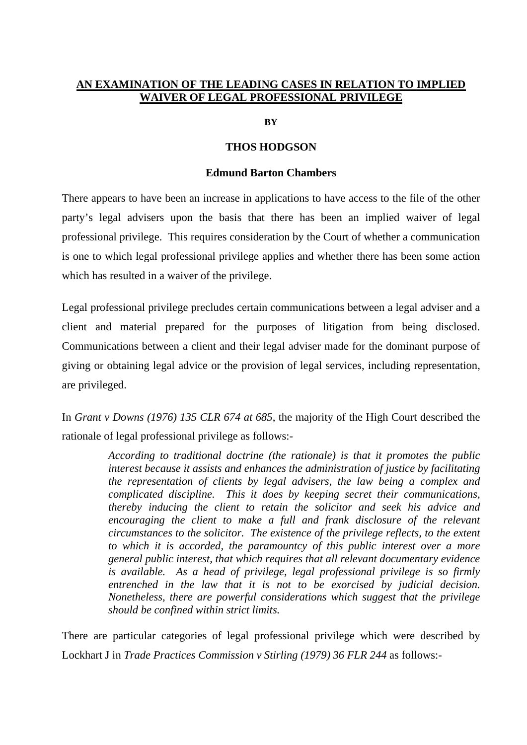# AN EXAMINATION OF THE LEADING CASES IN RELATION TO IMPLIED WAIVER OF LEGAL PROFESSIONAL PRIVILEGE

**BY**

**THOS HODGSON**

**Edmund Barton Chambers**

There appears to have been an increase in applications to have access to the file of the other party's legal advisers upon the basis that there has been an implied waiver of legal professional privilege. This requires consideration by the Court of whether a communication is one to which legal professional privilege applies and whether there has been some action which has resulted in a waiver of the privilege.

Legal professional privilege precludes certain communications between a legal adviser and a client and material prepared for the purposes of litigation from being disclosed. Communications between a client and their legal adviser made for the dominant purpose of giving or obtaining legal advice or the provision of legal services, including representation, are privileged.

In *Grant v Downs (1976) 135 CLR 674 at 685*, the majority of the High Court described the rationale of legal professional privilege as follows:-

> *According to traditional doctrine (the rationale) is that it promotes the public interest because it assists and enhances the administration of justice by facilitating the representation of clients by legal advisers, the law being a complex and complicated discipline. This it does by keeping secret their communications, thereby inducing the client to retain the solicitor and seek his advice and encouraging the client to make a full and frank disclosure of the relevant circumstances to the solicitor. The existence of the privilege reflects, to the extent to which it is accorded, the paramountcy of this public interest over a more general public interest, that which requires that all relevant documentary evidence is available. As a head of privilege, legal professional privilege is so firmly entrenched in the law that it is not to be exorcised by judicial decision. Nonetheless, there are powerful considerations which suggest that the privilege should be confined within strict limits.*

There are particular categories of legal professional privilege which were described by Lockhart J in *Trade Practices Commission v Stirling (1979) 36 FLR 244* as follows:-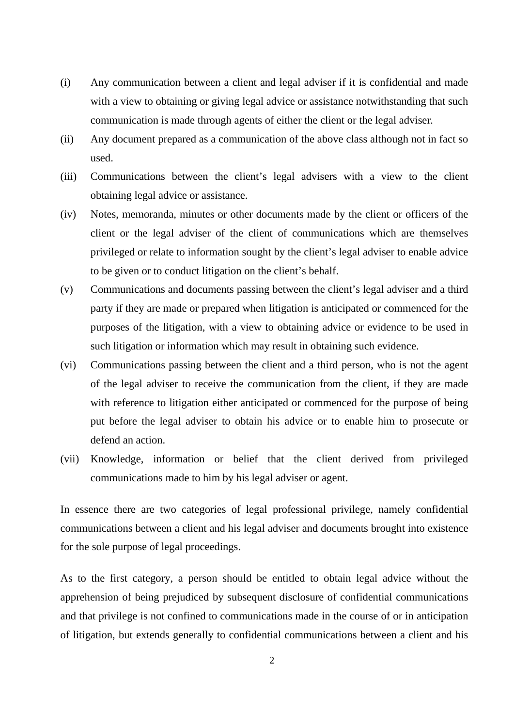(i) Any communication between a client and legal adviser if it is confidential and made with a view to obtaining or giving legal advice or assistance notwithstanding that such communication is made through agents of either the client or the legal adviser.

(ii) Any document prepared as a communication of the above class although not in fact so used.

(iii) Communications between the client's legal advisers with a view to the client obtaining legal advice or assistance.

(iv) Notes, memoranda, minutes or other documents made by the client or officers of the client or the legal adviser of the client of communications which are themselves privileged or relate to information sought by the client's legal adviser to enable advice to be given or to conduct litigation on the client's behalf.

(v) Communications and documents passing between the client's legal adviser and a third party if they are made or prepared when litigation is anticipated or commenced for the purposes of the litigation, with a view to obtaining advice or evidence to be used in such litigation or information which may result in obtaining such evidence.

(vi) Communications passing between the client and a third person, who is not the agent of the legal adviser to receive the communication from the client, if they are made with reference to litigation either anticipated or commenced for the purpose of being put before the legal adviser to obtain his advice or to enable him to prosecute or defend an action.

(vii) Knowledge, information or belief that the client derived from privileged communications made to him by his legal adviser or agent.

In essence there are two categories of legal professional privilege, namely confidential communications between a client and his legal adviser and documents brought into existence for the sole purpose of legal proceedings.

As to the first category, a person should be entitled to obtain legal advice without the apprehension of being prejudiced by subsequent disclosure of confidential communications and that privilege is not confined to communications made in the course of or in anticipation of litigation, but extends generally to confidential communications between a client and his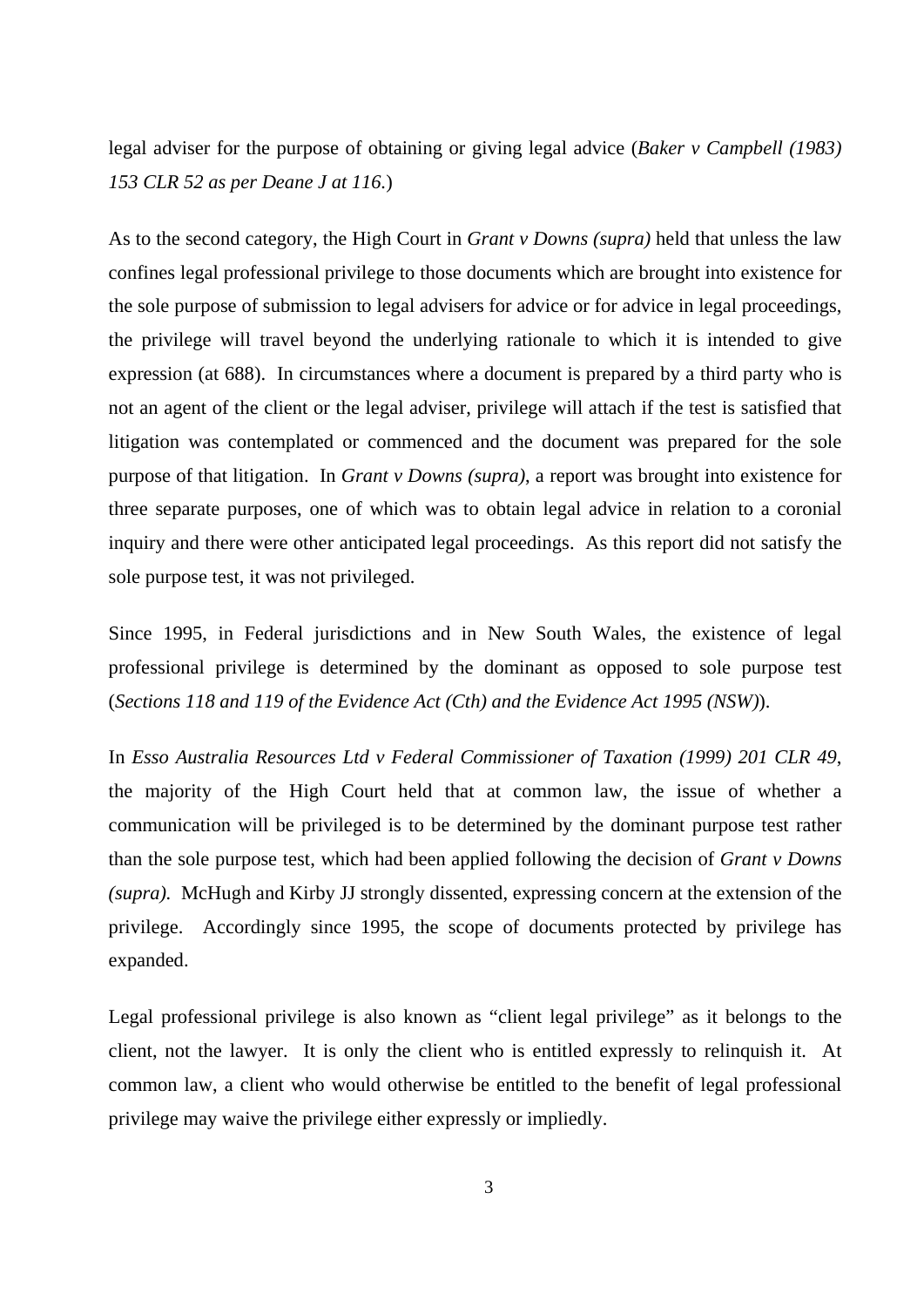legal adviser for the purpose of obtaining or giving legal advice (*Baker v Campbell (1983) 153 CLR 52 as per Deane J at 116.*)

As to the second category, the High Court in *Grant v Downs (supra)* held that unless the law confines legal professional privilege to those documents which are brought into existence for the sole purpose of submission to legal advisers for advice or for advice in legal proceedings, the privilege will travel beyond the underlying rationale to which it is intended to give expression (at 688). In circumstances where a document is prepared by a third party who is not an agent of the client or the legal adviser, privilege will attach if the test is satisfied that litigation was contemplated or commenced and the document was prepared for the sole purpose of that litigation. In *Grant v Downs (supra)*, a report was brought into existence for three separate purposes, one of which was to obtain legal advice in relation to a coronial inquiry and there were other anticipated legal proceedings. As this report did not satisfy the sole purpose test, it was not privileged.

Since 1995, in Federal jurisdictions and in New South Wales, the existence of legal professional privilege is determined by the dominant as opposed to sole purpose test (*Sections 118 and 119 of the Evidence Act (Cth) and the Evidence Act 1995 (NSW)*).

In *Esso Australia Resources Ltd v Federal Commissioner of Taxation (1999) 201 CLR 49*, the majority of the High Court held that at common law, the issue of whether a communication will be privileged is to be determined by the dominant purpose test rather than the sole purpose test, which had been applied following the decision of *Grant v Downs (supra).* McHugh and Kirby JJ strongly dissented, expressing concern at the extension of the privilege. Accordingly since 1995, the scope of documents protected by privilege has expanded.

Legal professional privilege is also known as "client legal privilege" as it belongs to the client, not the lawyer. It is only the client who is entitled expressly to relinquish it. At common law, a client who would otherwise be entitled to the benefit of legal professional privilege may waive the privilege either expressly or impliedly.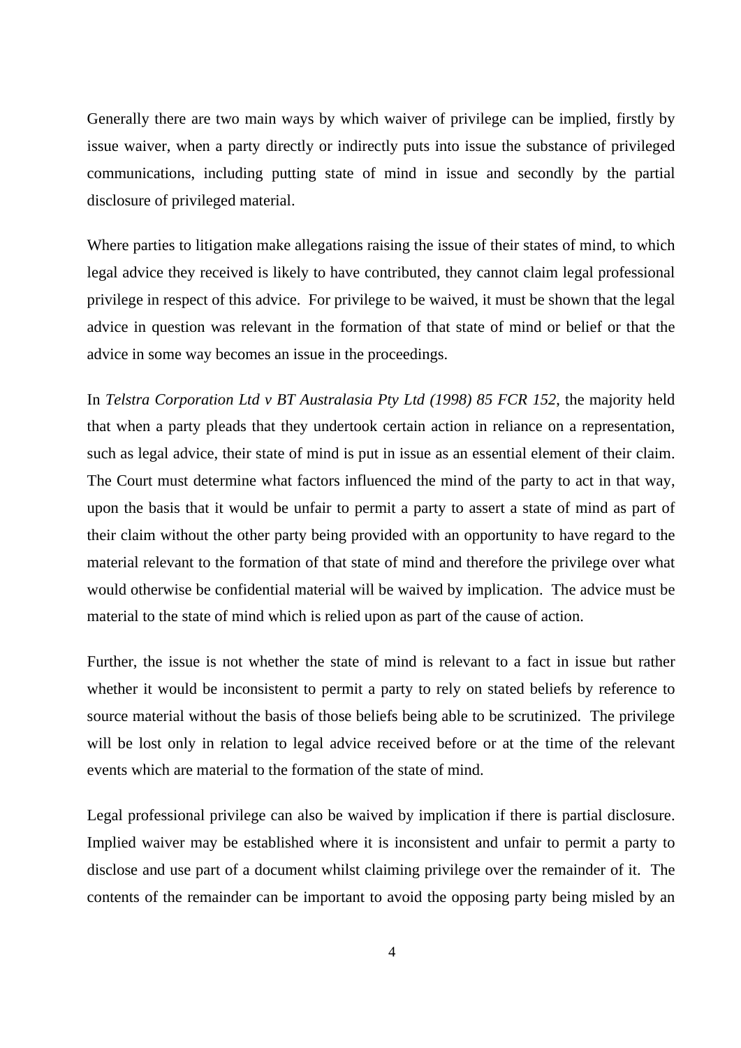Generally there are two main ways by which waiver of privilege can be implied, firstly by issue waiver, when a party directly or indirectly puts into issue the substance of privileged communications, including putting state of mind in issue and secondly by the partial disclosure of privileged material.

Where parties to litigation make allegations raising the issue of their states of mind, to which legal advice they received is likely to have contributed, they cannot claim legal professional privilege in respect of this advice. For privilege to be waived, it must be shown that the legal advice in question was relevant in the formation of that state of mind or belief or that the advice in some way becomes an issue in the proceedings.

In *Telstra Corporation Ltd v BT Australasia Pty Ltd (1998) 85 FCR 152*, the majority held that when a party pleads that they undertook certain action in reliance on a representation, such as legal advice, their state of mind is put in issue as an essential element of their claim. The Court must determine what factors influenced the mind of the party to act in that way, upon the basis that it would be unfair to permit a party to assert a state of mind as part of their claim without the other party being provided with an opportunity to have regard to the material relevant to the formation of that state of mind and therefore the privilege over what would otherwise be confidential material will be waived by implication. The advice must be material to the state of mind which is relied upon as part of the cause of action.

Further, the issue is not whether the state of mind is relevant to a fact in issue but rather whether it would be inconsistent to permit a party to rely on stated beliefs by reference to source material without the basis of those beliefs being able to be scrutinized. The privilege will be lost only in relation to legal advice received before or at the time of the relevant events which are material to the formation of the state of mind.

Legal professional privilege can also be waived by implication if there is partial disclosure. Implied waiver may be established where it is inconsistent and unfair to permit a party to disclose and use part of a document whilst claiming privilege over the remainder of it. The contents of the remainder can be important to avoid the opposing party being misled by an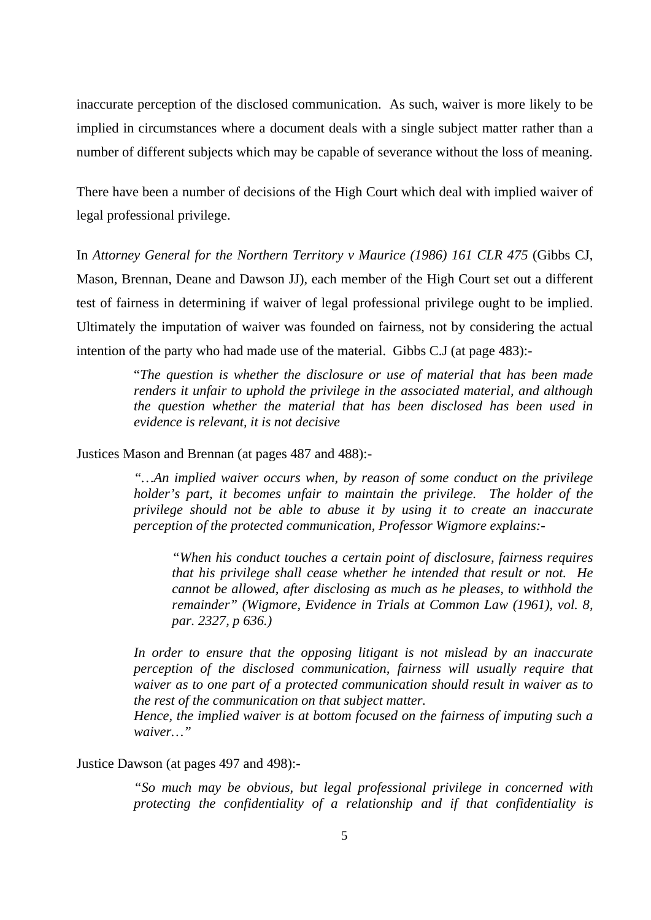inaccurate perception of the disclosed communication. As such, waiver is more likely to be implied in circumstances where a document deals with a single subject matter rather than a number of different subjects which may be capable of severance without the loss of meaning.

There have been a number of decisions of the High Court which deal with implied waiver of legal professional privilege.

In *Attorney General for the Northern Territory v Maurice (1986) 161 CLR 475* (Gibbs CJ, Mason, Brennan, Deane and Dawson JJ), each member of the High Court set out a different test of fairness in determining if waiver of legal professional privilege ought to be implied. Ultimately the imputation of waiver was founded on fairness, not by considering the actual intention of the party who had made use of the material. Gibbs C.J (at page 483):-

> "*The question is whether the disclosure or use of material that has been made renders it unfair to uphold the privilege in the associated material, and although the question whether the material that has been disclosed has been used in evidence is relevant, it is not decisive*

Justices Mason and Brennan (at pages 487 and 488):-

> *"…An implied waiver occurs when, by reason of some conduct on the privilege holder's part, it becomes unfair to maintain the privilege. The holder of the privilege should not be able to abuse it by using it to create an inaccurate perception of the protected communication, Professor Wigmore explains:-*
>
> > *"When his conduct touches a certain point of disclosure, fairness requires that his privilege shall cease whether he intended that result or not. He cannot be allowed, after disclosing as much as he pleases, to withhold the remainder" (Wigmore, Evidence in Trials at Common Law (1961), vol. 8, par. 2327, p 636.)*
>
> *In order to ensure that the opposing litigant is not mislead by an inaccurate perception of the disclosed communication, fairness will usually require that waiver as to one part of a protected communication should result in waiver as to the rest of the communication on that subject matter.*
> *Hence, the implied waiver is at bottom focused on the fairness of imputing such a waiver…"*

Justice Dawson (at pages 497 and 498):-

> *"So much may be obvious, but legal professional privilege in concerned with protecting the confidentiality of a relationship and if that confidentiality is*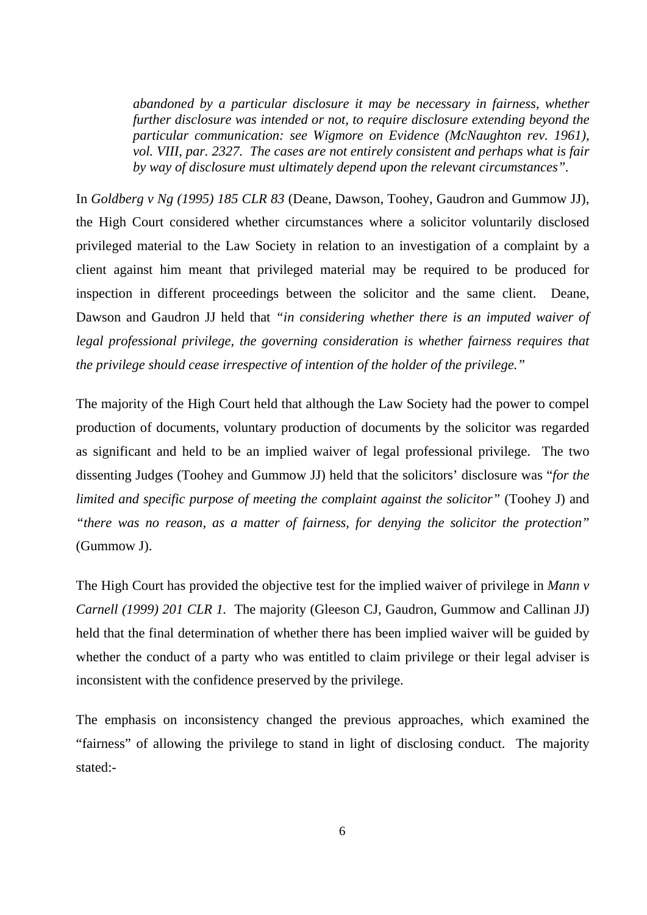> *abandoned by a particular disclosure it may be necessary in fairness, whether further disclosure was intended or not, to require disclosure extending beyond the particular communication: see Wigmore on Evidence (McNaughton rev. 1961), vol. VIII, par. 2327. The cases are not entirely consistent and perhaps what is fair by way of disclosure must ultimately depend upon the relevant circumstances".*

In *Goldberg v Ng (1995) 185 CLR 83* (Deane, Dawson, Toohey, Gaudron and Gummow JJ), the High Court considered whether circumstances where a solicitor voluntarily disclosed privileged material to the Law Society in relation to an investigation of a complaint by a client against him meant that privileged material may be required to be produced for inspection in different proceedings between the solicitor and the same client. Deane, Dawson and Gaudron JJ held that *"in considering whether there is an imputed waiver of legal professional privilege, the governing consideration is whether fairness requires that the privilege should cease irrespective of intention of the holder of the privilege."*

The majority of the High Court held that although the Law Society had the power to compel production of documents, voluntary production of documents by the solicitor was regarded as significant and held to be an implied waiver of legal professional privilege. The two dissenting Judges (Toohey and Gummow JJ) held that the solicitors' disclosure was "*for the limited and specific purpose of meeting the complaint against the solicitor"* (Toohey J) and *"there was no reason, as a matter of fairness, for denying the solicitor the protection"* (Gummow J).

The High Court has provided the objective test for the implied waiver of privilege in *Mann v Carnell (1999) 201 CLR 1.* The majority (Gleeson CJ, Gaudron, Gummow and Callinan JJ) held that the final determination of whether there has been implied waiver will be guided by whether the conduct of a party who was entitled to claim privilege or their legal adviser is inconsistent with the confidence preserved by the privilege.

The emphasis on inconsistency changed the previous approaches, which examined the "fairness" of allowing the privilege to stand in light of disclosing conduct. The majority stated:-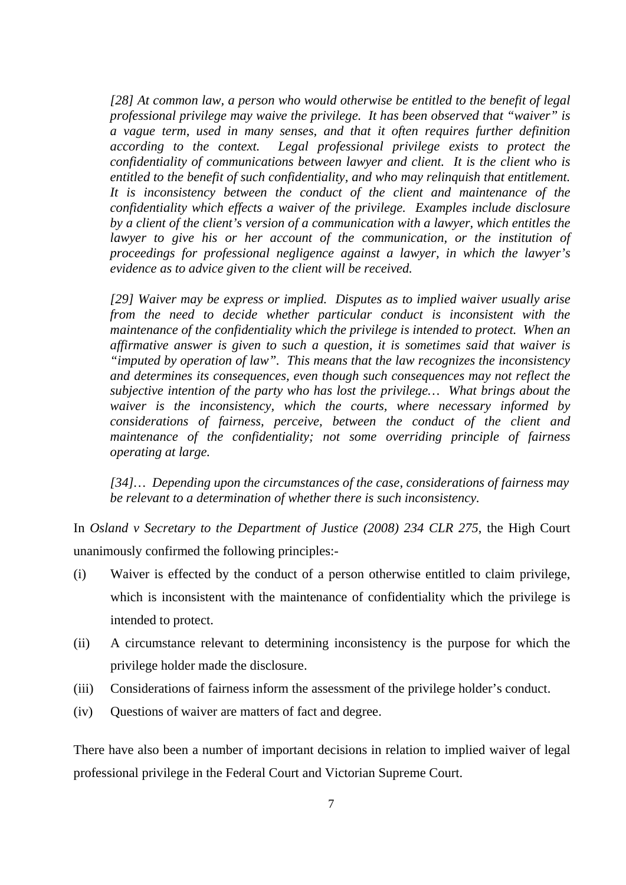*[28] At common law, a person who would otherwise be entitled to the benefit of legal professional privilege may waive the privilege. It has been observed that "waiver" is a vague term, used in many senses, and that it often requires further definition according to the context. Legal professional privilege exists to protect the confidentiality of communications between lawyer and client. It is the client who is entitled to the benefit of such confidentiality, and who may relinquish that entitlement. It is inconsistency between the conduct of the client and maintenance of the confidentiality which effects a waiver of the privilege. Examples include disclosure by a client of the client's version of a communication with a lawyer, which entitles the lawyer to give his or her account of the communication, or the institution of proceedings for professional negligence against a lawyer, in which the lawyer's evidence as to advice given to the client will be received.*

*[29] Waiver may be express or implied. Disputes as to implied waiver usually arise from the need to decide whether particular conduct is inconsistent with the maintenance of the confidentiality which the privilege is intended to protect. When an affirmative answer is given to such a question, it is sometimes said that waiver is "imputed by operation of law". This means that the law recognizes the inconsistency and determines its consequences, even though such consequences may not reflect the subjective intention of the party who has lost the privilege… What brings about the waiver is the inconsistency, which the courts, where necessary informed by considerations of fairness, perceive, between the conduct of the client and maintenance of the confidentiality; not some overriding principle of fairness operating at large.*

*[34]… Depending upon the circumstances of the case, considerations of fairness may be relevant to a determination of whether there is such inconsistency.*

In *Osland v Secretary to the Department of Justice (2008) 234 CLR 275*, the High Court unanimously confirmed the following principles:-

(i) Waiver is effected by the conduct of a person otherwise entitled to claim privilege, which is inconsistent with the maintenance of confidentiality which the privilege is intended to protect.

(ii) A circumstance relevant to determining inconsistency is the purpose for which the privilege holder made the disclosure.

(iii) Considerations of fairness inform the assessment of the privilege holder's conduct.

(iv) Questions of waiver are matters of fact and degree.

There have also been a number of important decisions in relation to implied waiver of legal professional privilege in the Federal Court and Victorian Supreme Court.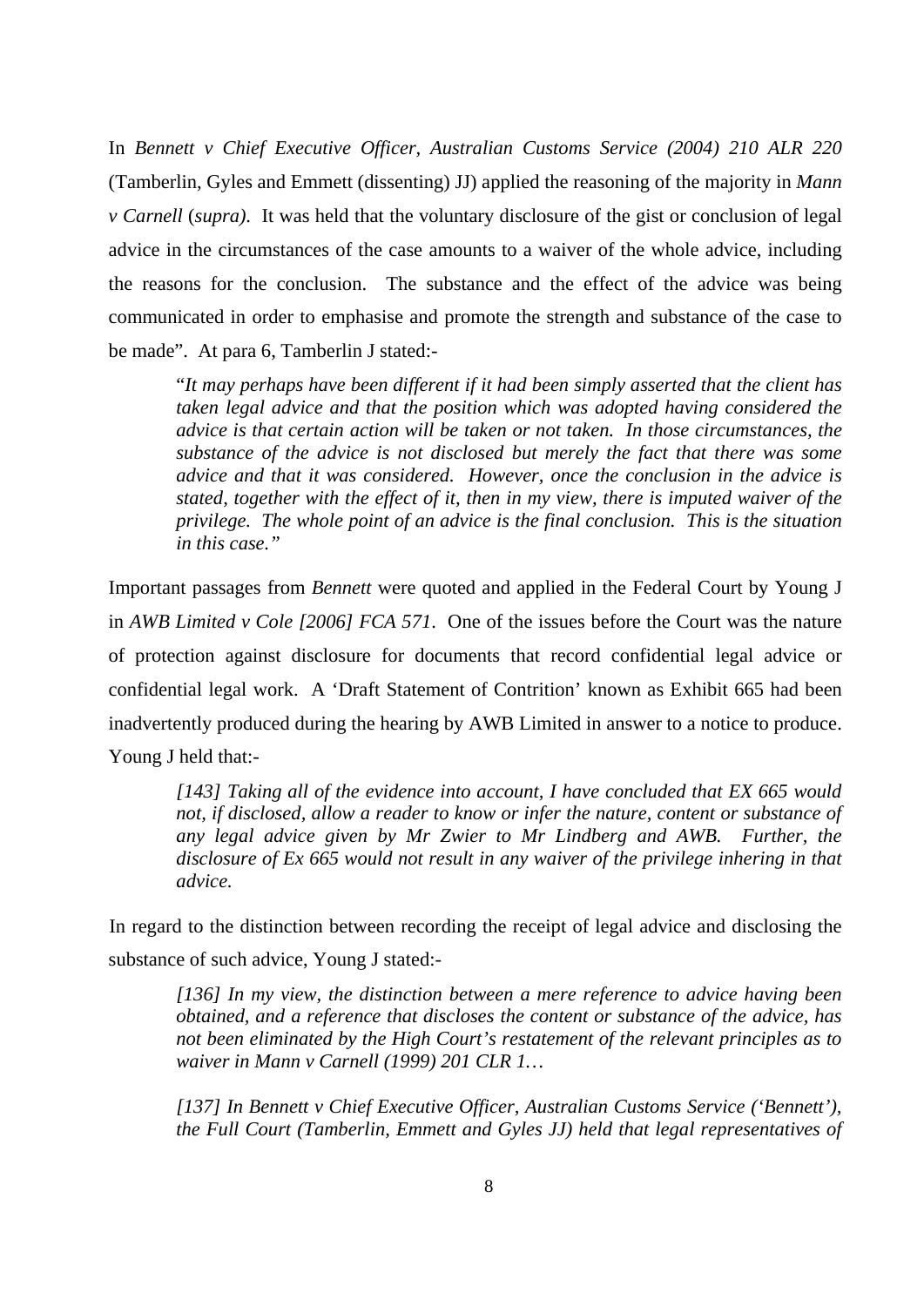In *Bennett v Chief Executive Officer, Australian Customs Service (2004) 210 ALR 220* (Tamberlin, Gyles and Emmett (dissenting) JJ) applied the reasoning of the majority in *Mann v Carnell* (*supra)*. It was held that the voluntary disclosure of the gist or conclusion of legal advice in the circumstances of the case amounts to a waiver of the whole advice, including the reasons for the conclusion. The substance and the effect of the advice was being communicated in order to emphasise and promote the strength and substance of the case to be made". At para 6, Tamberlin J stated:-

> "*It may perhaps have been different if it had been simply asserted that the client has taken legal advice and that the position which was adopted having considered the advice is that certain action will be taken or not taken. In those circumstances, the substance of the advice is not disclosed but merely the fact that there was some advice and that it was considered. However, once the conclusion in the advice is stated, together with the effect of it, then in my view, there is imputed waiver of the privilege. The whole point of an advice is the final conclusion. This is the situation in this case.*"

Important passages from *Bennett* were quoted and applied in the Federal Court by Young J in *AWB Limited v Cole [2006] FCA 571*. One of the issues before the Court was the nature of protection against disclosure for documents that record confidential legal advice or confidential legal work. A 'Draft Statement of Contrition' known as Exhibit 665 had been inadvertently produced during the hearing by AWB Limited in answer to a notice to produce. Young J held that:-

> *[143] Taking all of the evidence into account, I have concluded that EX 665 would not, if disclosed, allow a reader to know or infer the nature, content or substance of any legal advice given by Mr Zwier to Mr Lindberg and AWB. Further, the disclosure of Ex 665 would not result in any waiver of the privilege inhering in that advice.*

In regard to the distinction between recording the receipt of legal advice and disclosing the substance of such advice, Young J stated:-

> *[136] In my view, the distinction between a mere reference to advice having been obtained, and a reference that discloses the content or substance of the advice, has not been eliminated by the High Court's restatement of the relevant principles as to waiver in Mann v Carnell (1999) 201 CLR 1…*
>
> *[137] In Bennett v Chief Executive Officer, Australian Customs Service ('Bennett'), the Full Court (Tamberlin, Emmett and Gyles JJ) held that legal representatives of*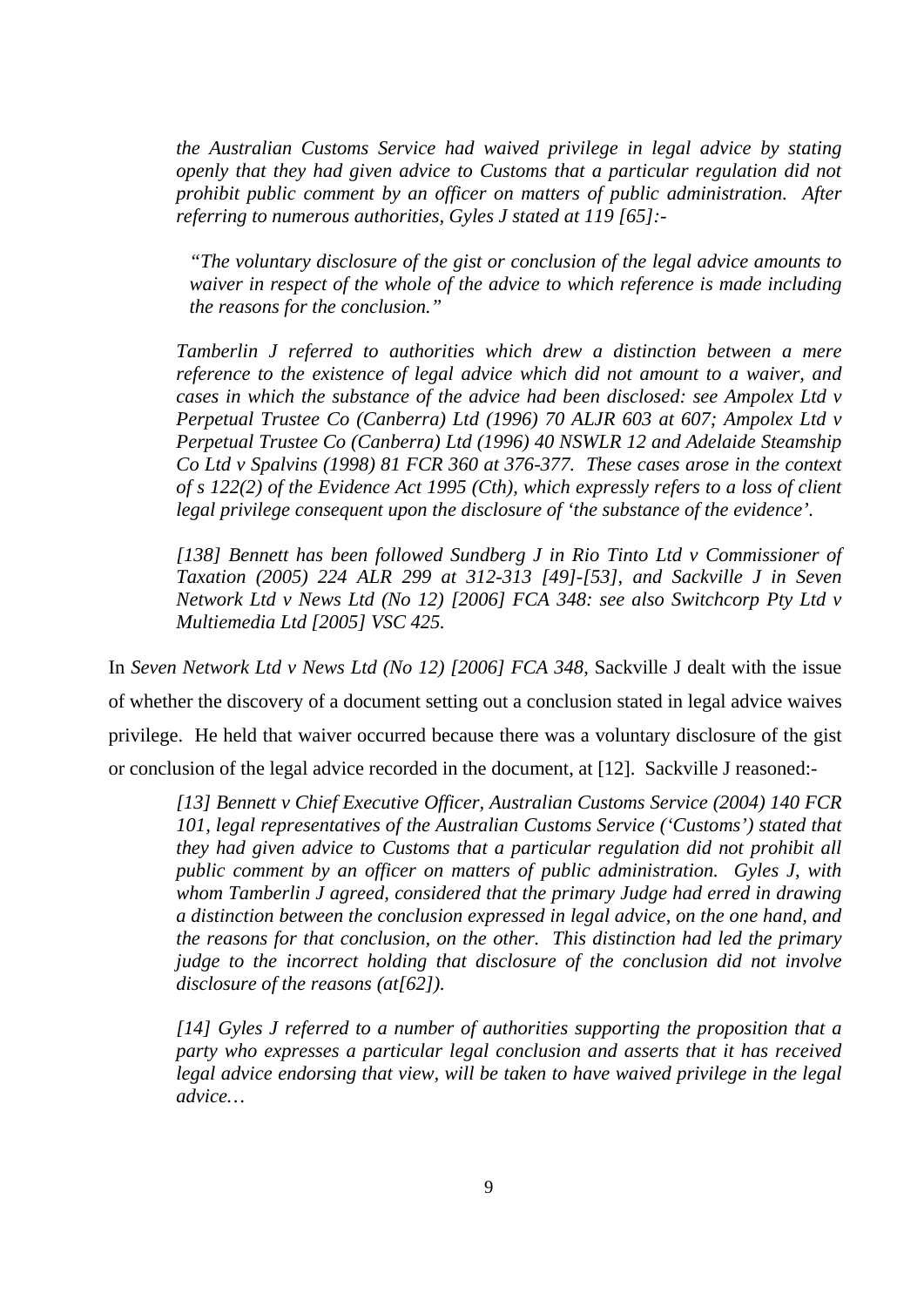*the Australian Customs Service had waived privilege in legal advice by stating openly that they had given advice to Customs that a particular regulation did not prohibit public comment by an officer on matters of public administration. After referring to numerous authorities, Gyles J stated at 119 [65]:-*

> *"The voluntary disclosure of the gist or conclusion of the legal advice amounts to waiver in respect of the whole of the advice to which reference is made including the reasons for the conclusion."*

*Tamberlin J referred to authorities which drew a distinction between a mere reference to the existence of legal advice which did not amount to a waiver, and cases in which the substance of the advice had been disclosed: see Ampolex Ltd v Perpetual Trustee Co (Canberra) Ltd (1996) 70 ALJR 603 at 607; Ampolex Ltd v Perpetual Trustee Co (Canberra) Ltd (1996) 40 NSWLR 12 and Adelaide Steamship Co Ltd v Spalvins (1998) 81 FCR 360 at 376-377. These cases arose in the context of s 122(2) of the Evidence Act 1995 (Cth), which expressly refers to a loss of client legal privilege consequent upon the disclosure of 'the substance of the evidence'.*

*[138] Bennett has been followed Sundberg J in Rio Tinto Ltd v Commissioner of Taxation (2005) 224 ALR 299 at 312-313 [49]-[53], and Sackville J in Seven Network Ltd v News Ltd (No 12) [2006] FCA 348: see also Switchcorp Pty Ltd v Multiemedia Ltd [2005] VSC 425.*

In *Seven Network Ltd v News Ltd (No 12) [2006] FCA 348*, Sackville J dealt with the issue of whether the discovery of a document setting out a conclusion stated in legal advice waives privilege. He held that waiver occurred because there was a voluntary disclosure of the gist or conclusion of the legal advice recorded in the document, at [12]. Sackville J reasoned:-

> *[13] Bennett v Chief Executive Officer, Australian Customs Service (2004) 140 FCR 101, legal representatives of the Australian Customs Service ('Customs') stated that they had given advice to Customs that a particular regulation did not prohibit all public comment by an officer on matters of public administration. Gyles J, with whom Tamberlin J agreed, considered that the primary Judge had erred in drawing a distinction between the conclusion expressed in legal advice, on the one hand, and the reasons for that conclusion, on the other. This distinction had led the primary judge to the incorrect holding that disclosure of the conclusion did not involve disclosure of the reasons (at[62]).*
>
> *[14] Gyles J referred to a number of authorities supporting the proposition that a party who expresses a particular legal conclusion and asserts that it has received legal advice endorsing that view, will be taken to have waived privilege in the legal advice…*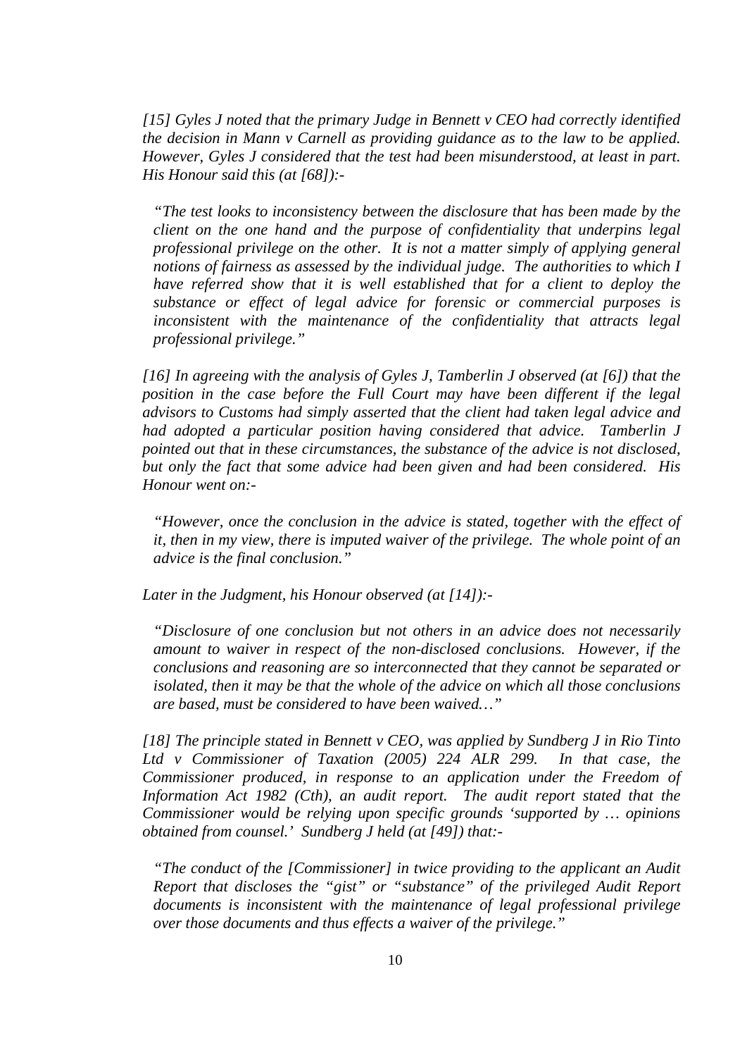*[15] Gyles J noted that the primary Judge in Bennett v CEO had correctly identified the decision in Mann v Carnell as providing guidance as to the law to be applied. However, Gyles J considered that the test had been misunderstood, at least in part. His Honour said this (at [68]):-*

> *"The test looks to inconsistency between the disclosure that has been made by the client on the one hand and the purpose of confidentiality that underpins legal professional privilege on the other. It is not a matter simply of applying general notions of fairness as assessed by the individual judge. The authorities to which I have referred show that it is well established that for a client to deploy the substance or effect of legal advice for forensic or commercial purposes is inconsistent with the maintenance of the confidentiality that attracts legal professional privilege."*

*[16] In agreeing with the analysis of Gyles J, Tamberlin J observed (at [6]) that the position in the case before the Full Court may have been different if the legal advisors to Customs had simply asserted that the client had taken legal advice and had adopted a particular position having considered that advice. Tamberlin J pointed out that in these circumstances, the substance of the advice is not disclosed, but only the fact that some advice had been given and had been considered. His Honour went on:-*

> *"However, once the conclusion in the advice is stated, together with the effect of it, then in my view, there is imputed waiver of the privilege. The whole point of an advice is the final conclusion."*

*Later in the Judgment, his Honour observed (at [14]):-*

> *"Disclosure of one conclusion but not others in an advice does not necessarily amount to waiver in respect of the non-disclosed conclusions. However, if the conclusions and reasoning are so interconnected that they cannot be separated or isolated, then it may be that the whole of the advice on which all those conclusions are based, must be considered to have been waived…"*

*[18] The principle stated in Bennett v CEO, was applied by Sundberg J in Rio Tinto Ltd v Commissioner of Taxation (2005) 224 ALR 299. In that case, the Commissioner produced, in response to an application under the Freedom of Information Act 1982 (Cth), an audit report. The audit report stated that the Commissioner would be relying upon specific grounds 'supported by … opinions obtained from counsel.' Sundberg J held (at [49]) that:-*

> *"The conduct of the [Commissioner] in twice providing to the applicant an Audit Report that discloses the "gist" or "substance" of the privileged Audit Report documents is inconsistent with the maintenance of legal professional privilege over those documents and thus effects a waiver of the privilege."*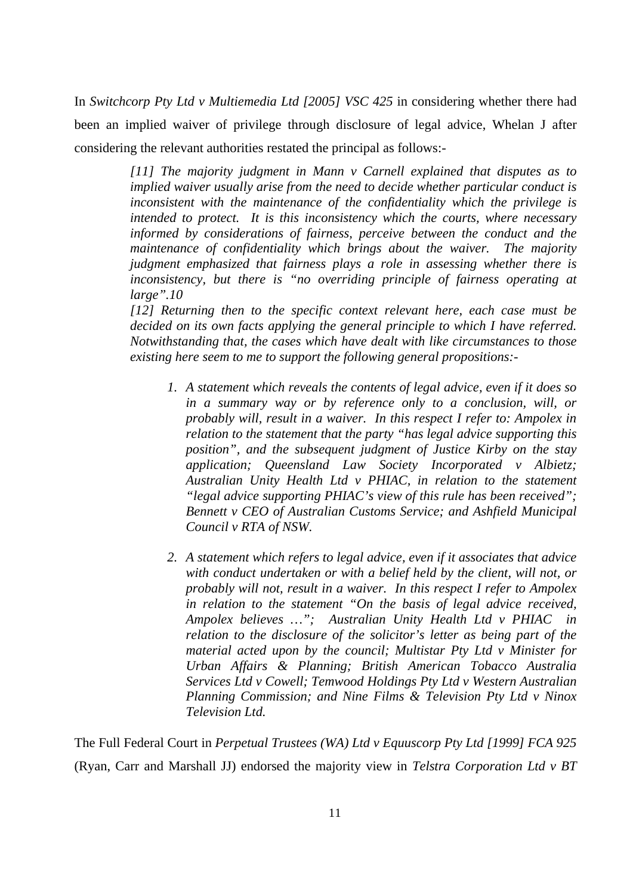In *Switchcorp Pty Ltd v Multiemedia Ltd [2005] VSC 425* in considering whether there had been an implied waiver of privilege through disclosure of legal advice, Whelan J after considering the relevant authorities restated the principal as follows:-

> *[11] The majority judgment in Mann v Carnell explained that disputes as to implied waiver usually arise from the need to decide whether particular conduct is inconsistent with the maintenance of the confidentiality which the privilege is intended to protect. It is this inconsistency which the courts, where necessary informed by considerations of fairness, perceive between the conduct and the maintenance of confidentiality which brings about the waiver. The majority judgment emphasized that fairness plays a role in assessing whether there is inconsistency, but there is "no overriding principle of fairness operating at large".10*
>
> *[12] Returning then to the specific context relevant here, each case must be decided on its own facts applying the general principle to which I have referred. Notwithstanding that, the cases which have dealt with like circumstances to those existing here seem to me to support the following general propositions:-*
>
> 1. *A statement which reveals the contents of legal advice, even if it does so in a summary way or by reference only to a conclusion, will, or probably will, result in a waiver. In this respect I refer to: Ampolex in relation to the statement that the party "has legal advice supporting this position", and the subsequent judgment of Justice Kirby on the stay application; Queensland Law Society Incorporated v Albietz; Australian Unity Health Ltd v PHIAC, in relation to the statement "legal advice supporting PHIAC's view of this rule has been received"; Bennett v CEO of Australian Customs Service; and Ashfield Municipal Council v RTA of NSW.*
>
> 2. *A statement which refers to legal advice, even if it associates that advice with conduct undertaken or with a belief held by the client, will not, or probably will not, result in a waiver. In this respect I refer to Ampolex in relation to the statement "On the basis of legal advice received, Ampolex believes …"; Australian Unity Health Ltd v PHIAC in relation to the disclosure of the solicitor's letter as being part of the material acted upon by the council; Multistar Pty Ltd v Minister for Urban Affairs & Planning; British American Tobacco Australia Services Ltd v Cowell; Temwood Holdings Pty Ltd v Western Australian Planning Commission; and Nine Films & Television Pty Ltd v Ninox Television Ltd.*

The Full Federal Court in *Perpetual Trustees (WA) Ltd v Equuscorp Pty Ltd [1999] FCA 925* (Ryan, Carr and Marshall JJ) endorsed the majority view in *Telstra Corporation Ltd v BT*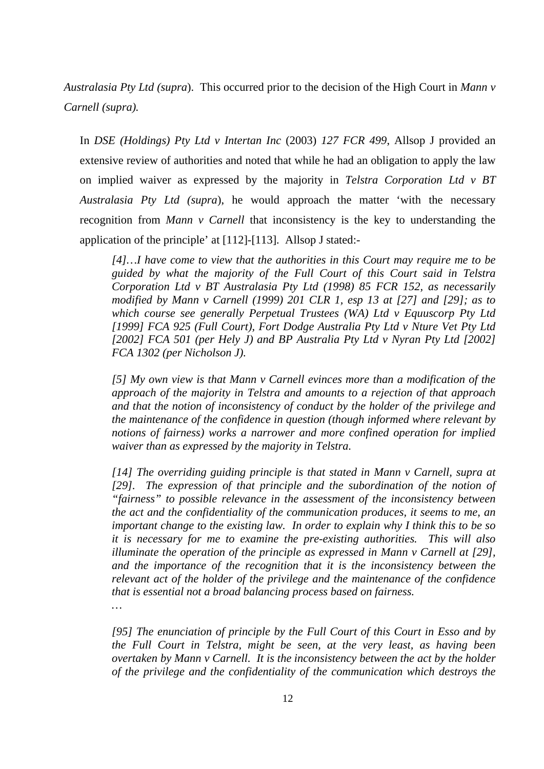*Australasia Pty Ltd (supra*). This occurred prior to the decision of the High Court in *Mann v Carnell (supra).*

In *DSE (Holdings) Pty Ltd v Intertan Inc* (2003) *127 FCR 499*, Allsop J provided an extensive review of authorities and noted that while he had an obligation to apply the law on implied waiver as expressed by the majority in *Telstra Corporation Ltd v BT Australasia Pty Ltd (supra*), he would approach the matter 'with the necessary recognition from *Mann v Carnell* that inconsistency is the key to understanding the application of the principle' at [112]-[113]. Allsop J stated:-

> *[4]…I have come to view that the authorities in this Court may require me to be guided by what the majority of the Full Court of this Court said in Telstra Corporation Ltd v BT Australasia Pty Ltd (1998) 85 FCR 152, as necessarily modified by Mann v Carnell (1999) 201 CLR 1, esp 13 at [27] and [29]; as to which course see generally Perpetual Trustees (WA) Ltd v Equuscorp Pty Ltd [1999] FCA 925 (Full Court), Fort Dodge Australia Pty Ltd v Nture Vet Pty Ltd [2002] FCA 501 (per Hely J) and BP Australia Pty Ltd v Nyran Pty Ltd [2002] FCA 1302 (per Nicholson J).*
>
> *[5] My own view is that Mann v Carnell evinces more than a modification of the approach of the majority in Telstra and amounts to a rejection of that approach and that the notion of inconsistency of conduct by the holder of the privilege and the maintenance of the confidence in question (though informed where relevant by notions of fairness) works a narrower and more confined operation for implied waiver than as expressed by the majority in Telstra.*
>
> *[14] The overriding guiding principle is that stated in Mann v Carnell, supra at [29]. The expression of that principle and the subordination of the notion of "fairness" to possible relevance in the assessment of the inconsistency between the act and the confidentiality of the communication produces, it seems to me, an important change to the existing law. In order to explain why I think this to be so it is necessary for me to examine the pre-existing authorities. This will also illuminate the operation of the principle as expressed in Mann v Carnell at [29], and the importance of the recognition that it is the inconsistency between the relevant act of the holder of the privilege and the maintenance of the confidence that is essential not a broad balancing process based on fairness.*
> *…*
>
> *[95] The enunciation of principle by the Full Court of this Court in Esso and by the Full Court in Telstra, might be seen, at the very least, as having been overtaken by Mann v Carnell. It is the inconsistency between the act by the holder of the privilege and the confidentiality of the communication which destroys the*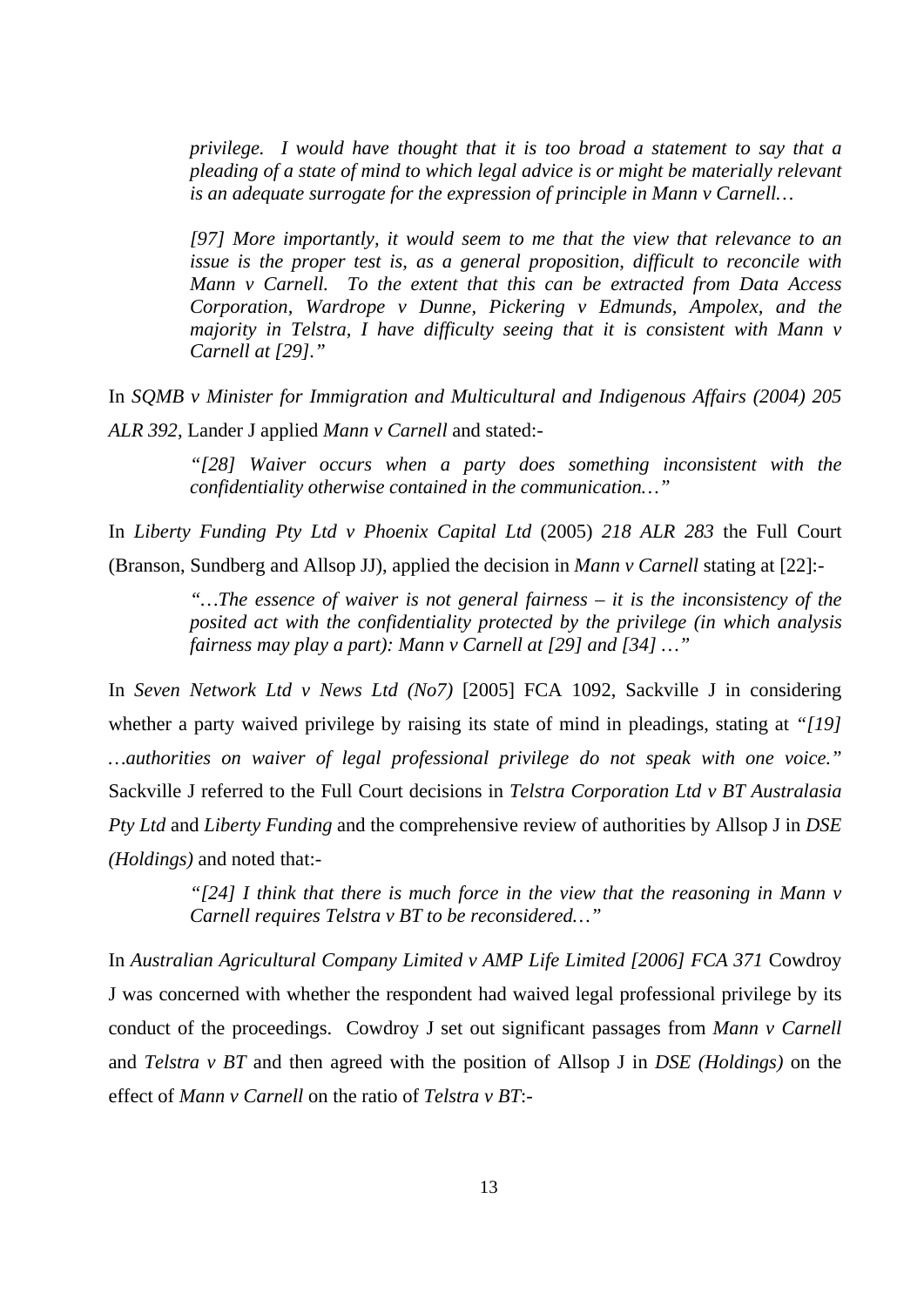> *privilege. I would have thought that it is too broad a statement to say that a pleading of a state of mind to which legal advice is or might be materially relevant is an adequate surrogate for the expression of principle in Mann v Carnell…*
>
> *[97] More importantly, it would seem to me that the view that relevance to an issue is the proper test is, as a general proposition, difficult to reconcile with Mann v Carnell. To the extent that this can be extracted from Data Access Corporation, Wardrope v Dunne, Pickering v Edmunds, Ampolex, and the majority in Telstra, I have difficulty seeing that it is consistent with Mann v Carnell at [29]."*

In *SQMB v Minister for Immigration and Multicultural and Indigenous Affairs (2004) 205 ALR 392*, Lander J applied *Mann v Carnell* and stated:-

> *"[28] Waiver occurs when a party does something inconsistent with the confidentiality otherwise contained in the communication…"*

In *Liberty Funding Pty Ltd v Phoenix Capital Ltd* (2005) *218 ALR 283* the Full Court (Branson, Sundberg and Allsop JJ), applied the decision in *Mann v Carnell* stating at [22]:-

> *"…The essence of waiver is not general fairness – it is the inconsistency of the posited act with the confidentiality protected by the privilege (in which analysis fairness may play a part): Mann v Carnell at [29] and [34] …"*

In *Seven Network Ltd v News Ltd (No7)* [2005] FCA 1092, Sackville J in considering whether a party waived privilege by raising its state of mind in pleadings, stating at *"[19] …authorities on waiver of legal professional privilege do not speak with one voice."* Sackville J referred to the Full Court decisions in *Telstra Corporation Ltd v BT Australasia Pty Ltd* and *Liberty Funding* and the comprehensive review of authorities by Allsop J in *DSE (Holdings)* and noted that:-

> *"[24] I think that there is much force in the view that the reasoning in Mann v Carnell requires Telstra v BT to be reconsidered…"*

In *Australian Agricultural Company Limited v AMP Life Limited [2006] FCA 371* Cowdroy J was concerned with whether the respondent had waived legal professional privilege by its conduct of the proceedings. Cowdroy J set out significant passages from *Mann v Carnell* and *Telstra v BT* and then agreed with the position of Allsop J in *DSE (Holdings)* on the effect of *Mann v Carnell* on the ratio of *Telstra v BT*:-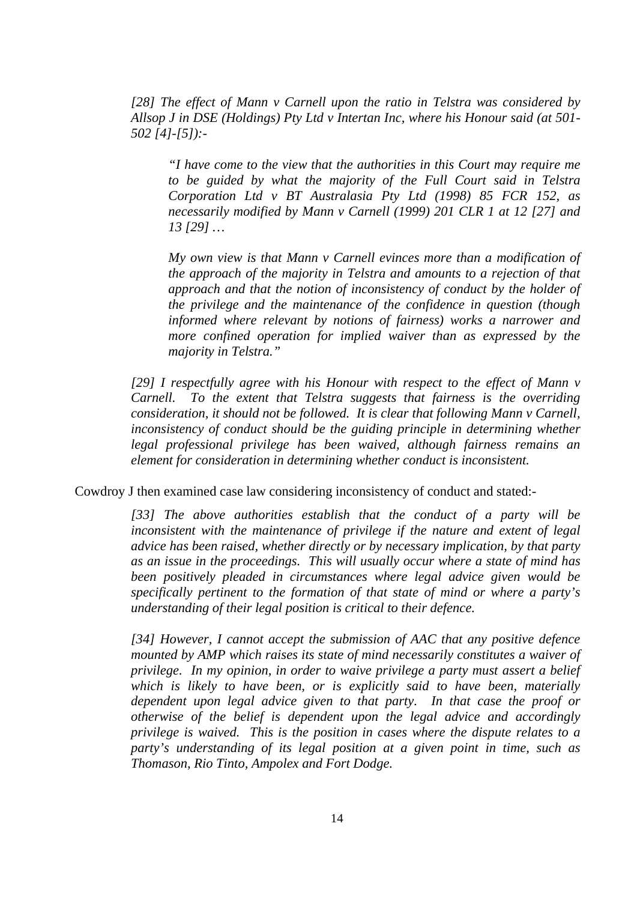> *[28] The effect of Mann v Carnell upon the ratio in Telstra was considered by Allsop J in DSE (Holdings) Pty Ltd v Intertan Inc, where his Honour said (at 501-502 [4]-[5]):-*
>
>> *"I have come to the view that the authorities in this Court may require me to be guided by what the majority of the Full Court said in Telstra Corporation Ltd v BT Australasia Pty Ltd (1998) 85 FCR 152, as necessarily modified by Mann v Carnell (1999) 201 CLR 1 at 12 [27] and 13 [29] …*
>>
>> *My own view is that Mann v Carnell evinces more than a modification of the approach of the majority in Telstra and amounts to a rejection of that approach and that the notion of inconsistency of conduct by the holder of the privilege and the maintenance of the confidence in question (though informed where relevant by notions of fairness) works a narrower and more confined operation for implied waiver than as expressed by the majority in Telstra."*
>
> *[29] I respectfully agree with his Honour with respect to the effect of Mann v Carnell. To the extent that Telstra suggests that fairness is the overriding consideration, it should not be followed. It is clear that following Mann v Carnell, inconsistency of conduct should be the guiding principle in determining whether legal professional privilege has been waived, although fairness remains an element for consideration in determining whether conduct is inconsistent.*

Cowdroy J then examined case law considering inconsistency of conduct and stated:-

> *[33] The above authorities establish that the conduct of a party will be inconsistent with the maintenance of privilege if the nature and extent of legal advice has been raised, whether directly or by necessary implication, by that party as an issue in the proceedings. This will usually occur where a state of mind has been positively pleaded in circumstances where legal advice given would be specifically pertinent to the formation of that state of mind or where a party's understanding of their legal position is critical to their defence.*
>
> *[34] However, I cannot accept the submission of AAC that any positive defence mounted by AMP which raises its state of mind necessarily constitutes a waiver of privilege. In my opinion, in order to waive privilege a party must assert a belief which is likely to have been, or is explicitly said to have been, materially dependent upon legal advice given to that party. In that case the proof or otherwise of the belief is dependent upon the legal advice and accordingly privilege is waived. This is the position in cases where the dispute relates to a party's understanding of its legal position at a given point in time, such as Thomason, Rio Tinto, Ampolex and Fort Dodge.*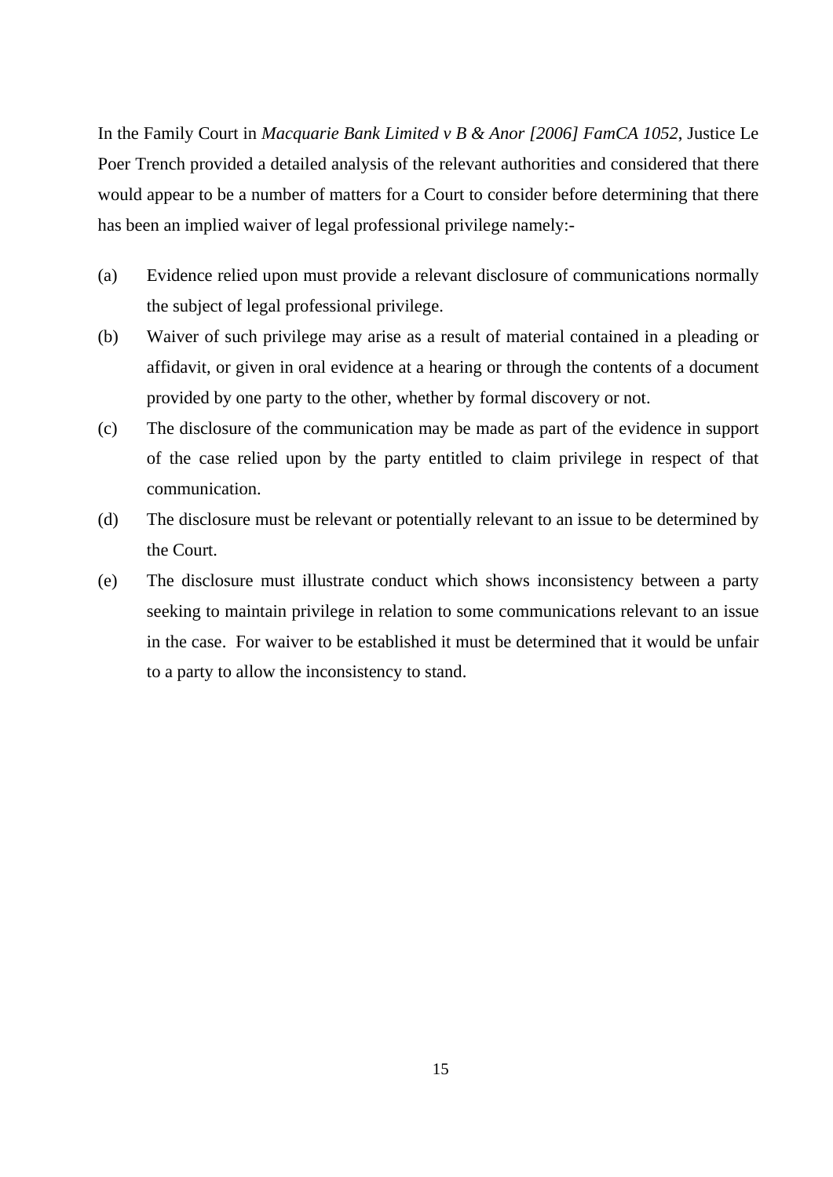In the Family Court in *Macquarie Bank Limited v B & Anor [2006] FamCA 1052*, Justice Le Poer Trench provided a detailed analysis of the relevant authorities and considered that there would appear to be a number of matters for a Court to consider before determining that there has been an implied waiver of legal professional privilege namely:-

(a) Evidence relied upon must provide a relevant disclosure of communications normally the subject of legal professional privilege.

(b) Waiver of such privilege may arise as a result of material contained in a pleading or affidavit, or given in oral evidence at a hearing or through the contents of a document provided by one party to the other, whether by formal discovery or not.

(c) The disclosure of the communication may be made as part of the evidence in support of the case relied upon by the party entitled to claim privilege in respect of that communication.

(d) The disclosure must be relevant or potentially relevant to an issue to be determined by the Court.

(e) The disclosure must illustrate conduct which shows inconsistency between a party seeking to maintain privilege in relation to some communications relevant to an issue in the case. For waiver to be established it must be determined that it would be unfair to a party to allow the inconsistency to stand.